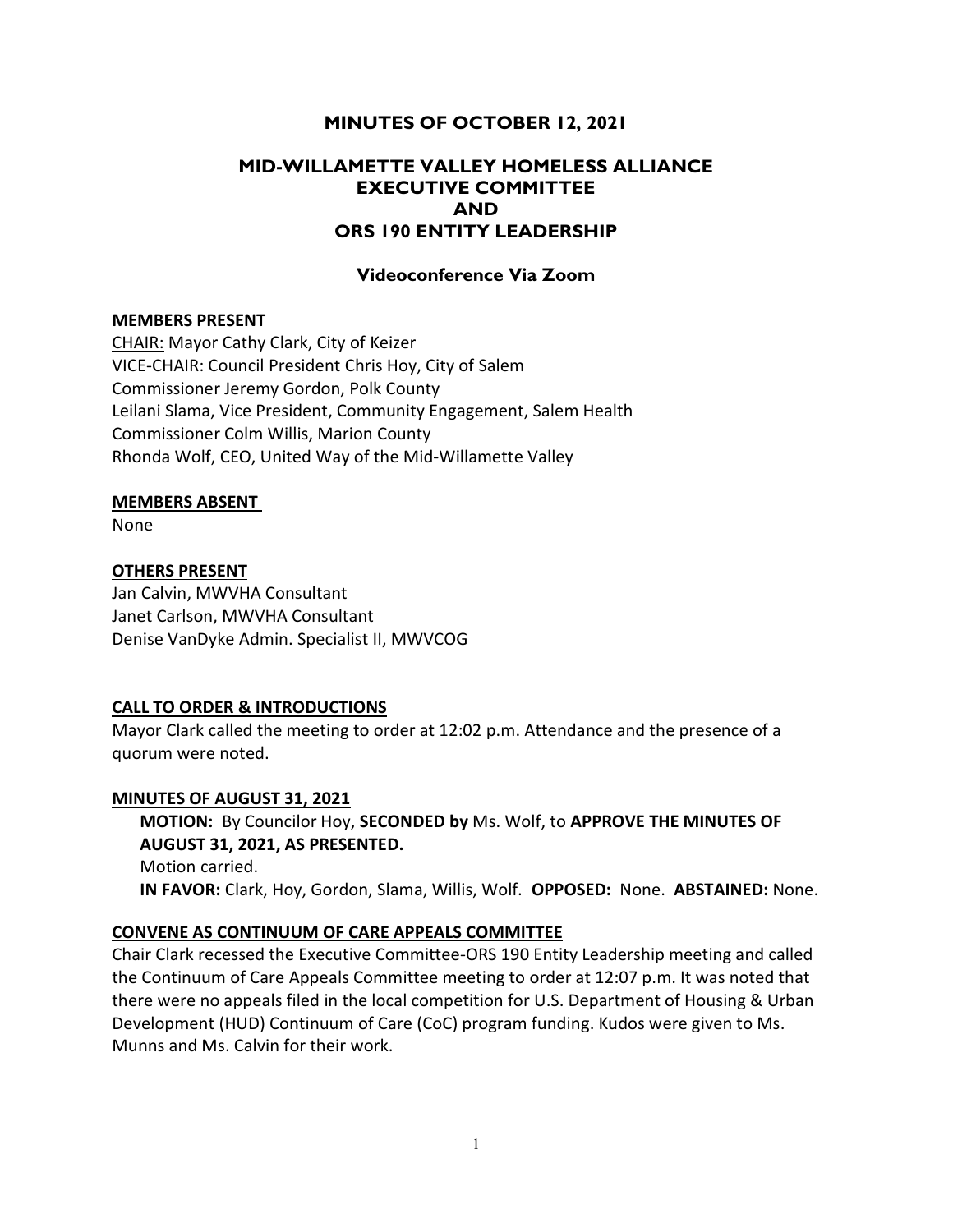# MINUTES OF OCTOBER 12, 2021

## MID-WILLAMETTE VALLEY HOMELESS ALLIANCE EXECUTIVE COMMITTEE AND ORS 190 ENTITY LEADERSHIP

### Videoconference Via Zoom

**MEMBERS PRESENT**

CHAIR: Mayor Cathy Clark, City of Keizer
VICE-CHAIR: Council President Chris Hoy, City of Salem
Commissioner Jeremy Gordon, Polk County
Leilani Slama, Vice President, Community Engagement, Salem Health
Commissioner Colm Willis, Marion County
Rhonda Wolf, CEO, United Way of the Mid-Willamette Valley

**MEMBERS ABSENT**

None

**OTHERS PRESENT**

Jan Calvin, MWVHA Consultant
Janet Carlson, MWVHA Consultant
Denise VanDyke Admin. Specialist II, MWVCOG

**CALL TO ORDER & INTRODUCTIONS**

Mayor Clark called the meeting to order at 12:02 p.m. Attendance and the presence of a quorum were noted.

**MINUTES OF AUGUST 31, 2021**

**MOTION:** By Councilor Hoy, **SECONDED by** Ms. Wolf, to **APPROVE THE MINUTES OF AUGUST 31, 2021, AS PRESENTED.**
Motion carried.
**IN FAVOR:** Clark, Hoy, Gordon, Slama, Willis, Wolf. **OPPOSED:** None. **ABSTAINED:** None.

**CONVENE AS CONTINUUM OF CARE APPEALS COMMITTEE**

Chair Clark recessed the Executive Committee-ORS 190 Entity Leadership meeting and called the Continuum of Care Appeals Committee meeting to order at 12:07 p.m. It was noted that there were no appeals filed in the local competition for U.S. Department of Housing & Urban Development (HUD) Continuum of Care (CoC) program funding. Kudos were given to Ms. Munns and Ms. Calvin for their work.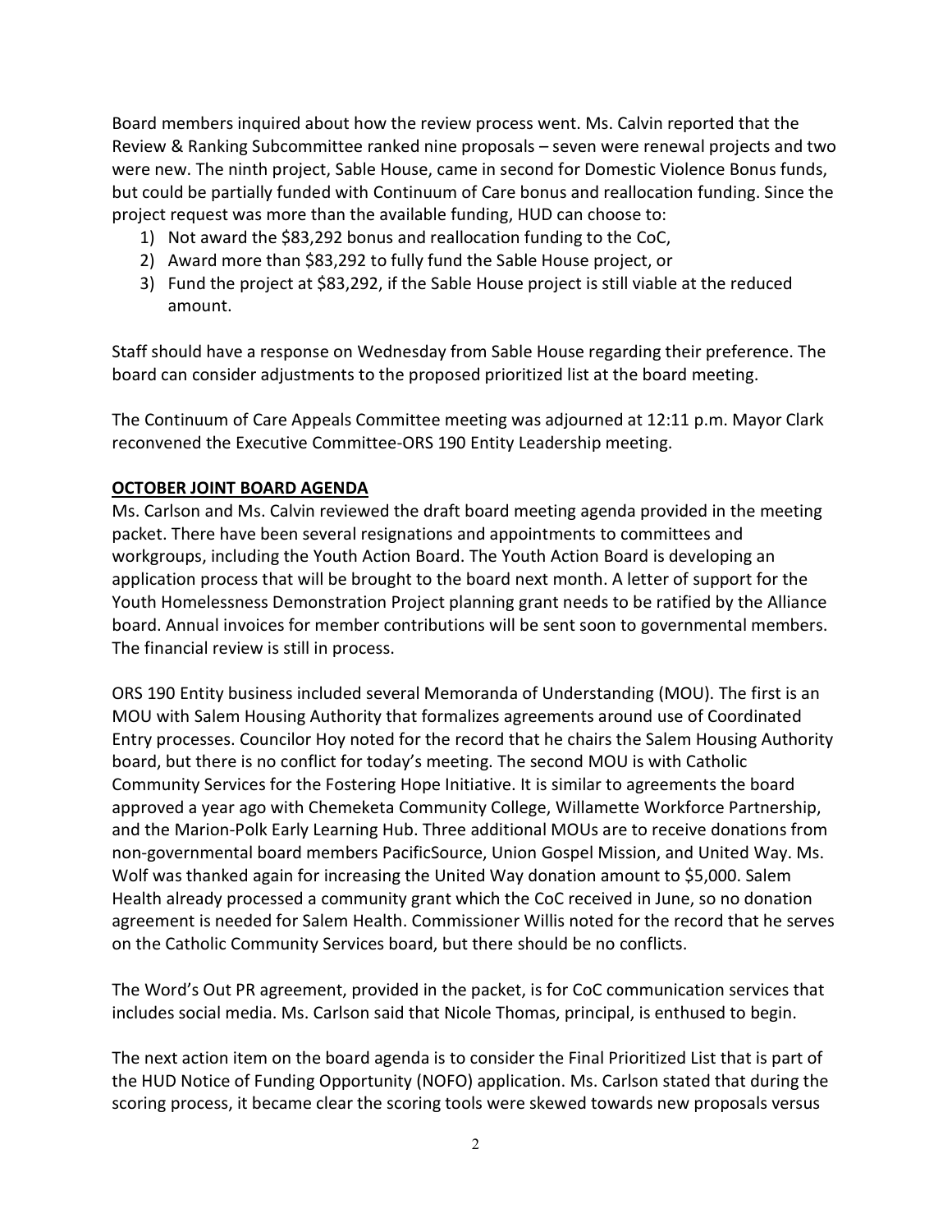Board members inquired about how the review process went. Ms. Calvin reported that the Review & Ranking Subcommittee ranked nine proposals – seven were renewal projects and two were new. The ninth project, Sable House, came in second for Domestic Violence Bonus funds, but could be partially funded with Continuum of Care bonus and reallocation funding. Since the project request was more than the available funding, HUD can choose to:

1) Not award the $83,292 bonus and reallocation funding to the CoC,
2) Award more than $83,292 to fully fund the Sable House project, or
3) Fund the project at $83,292, if the Sable House project is still viable at the reduced amount.

Staff should have a response on Wednesday from Sable House regarding their preference. The board can consider adjustments to the proposed prioritized list at the board meeting.

The Continuum of Care Appeals Committee meeting was adjourned at 12:11 p.m. Mayor Clark reconvened the Executive Committee-ORS 190 Entity Leadership meeting.

**OCTOBER JOINT BOARD AGENDA**

Ms. Carlson and Ms. Calvin reviewed the draft board meeting agenda provided in the meeting packet. There have been several resignations and appointments to committees and workgroups, including the Youth Action Board. The Youth Action Board is developing an application process that will be brought to the board next month. A letter of support for the Youth Homelessness Demonstration Project planning grant needs to be ratified by the Alliance board. Annual invoices for member contributions will be sent soon to governmental members. The financial review is still in process.

ORS 190 Entity business included several Memoranda of Understanding (MOU). The first is an MOU with Salem Housing Authority that formalizes agreements around use of Coordinated Entry processes. Councilor Hoy noted for the record that he chairs the Salem Housing Authority board, but there is no conflict for today's meeting. The second MOU is with Catholic Community Services for the Fostering Hope Initiative. It is similar to agreements the board approved a year ago with Chemeketa Community College, Willamette Workforce Partnership, and the Marion-Polk Early Learning Hub. Three additional MOUs are to receive donations from non-governmental board members PacificSource, Union Gospel Mission, and United Way. Ms. Wolf was thanked again for increasing the United Way donation amount to $5,000. Salem Health already processed a community grant which the CoC received in June, so no donation agreement is needed for Salem Health. Commissioner Willis noted for the record that he serves on the Catholic Community Services board, but there should be no conflicts.

The Word's Out PR agreement, provided in the packet, is for CoC communication services that includes social media. Ms. Carlson said that Nicole Thomas, principal, is enthused to begin.

The next action item on the board agenda is to consider the Final Prioritized List that is part of the HUD Notice of Funding Opportunity (NOFO) application. Ms. Carlson stated that during the scoring process, it became clear the scoring tools were skewed towards new proposals versus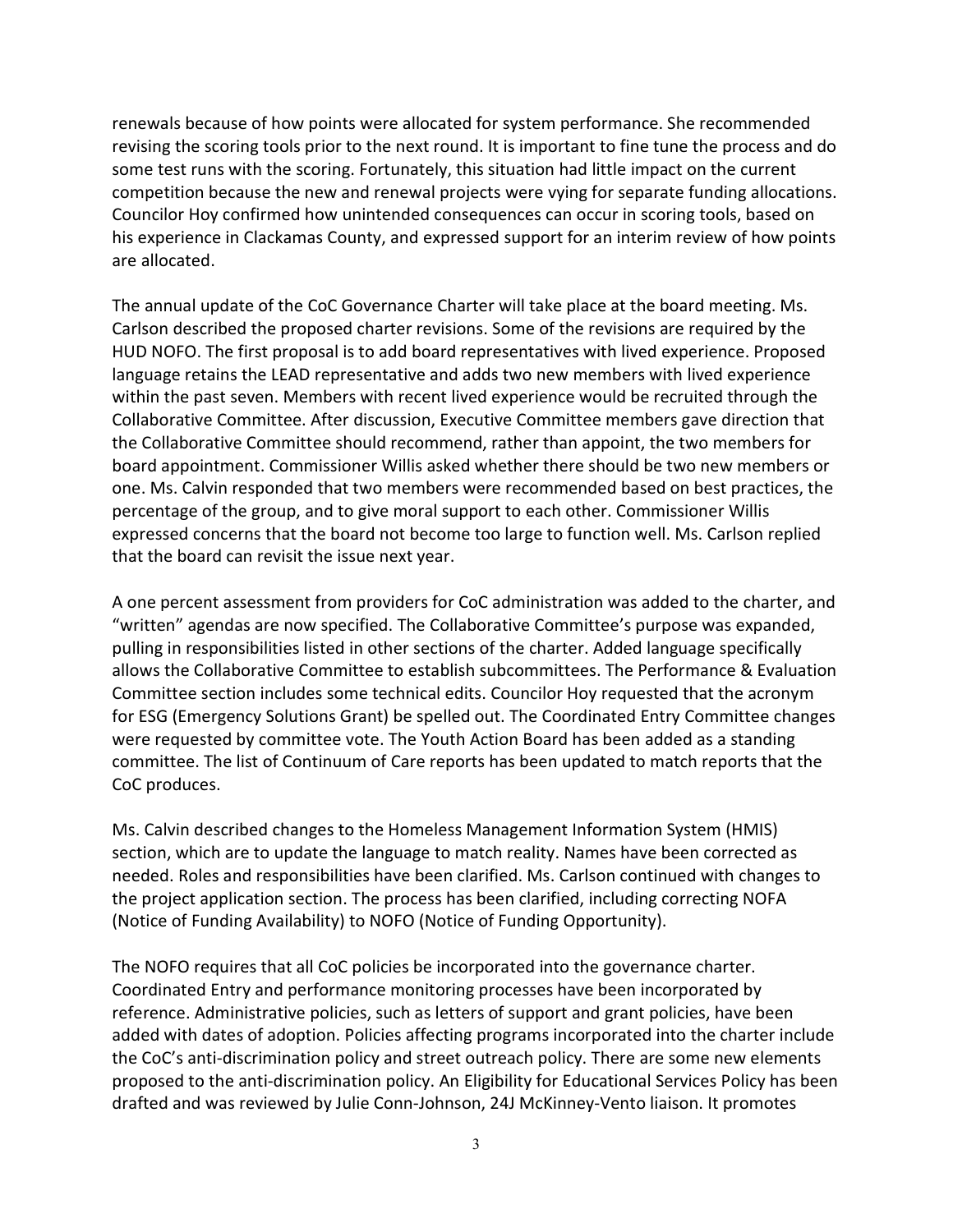renewals because of how points were allocated for system performance. She recommended revising the scoring tools prior to the next round. It is important to fine tune the process and do some test runs with the scoring. Fortunately, this situation had little impact on the current competition because the new and renewal projects were vying for separate funding allocations. Councilor Hoy confirmed how unintended consequences can occur in scoring tools, based on his experience in Clackamas County, and expressed support for an interim review of how points are allocated.

The annual update of the CoC Governance Charter will take place at the board meeting. Ms. Carlson described the proposed charter revisions. Some of the revisions are required by the HUD NOFO. The first proposal is to add board representatives with lived experience. Proposed language retains the LEAD representative and adds two new members with lived experience within the past seven. Members with recent lived experience would be recruited through the Collaborative Committee. After discussion, Executive Committee members gave direction that the Collaborative Committee should recommend, rather than appoint, the two members for board appointment. Commissioner Willis asked whether there should be two new members or one. Ms. Calvin responded that two members were recommended based on best practices, the percentage of the group, and to give moral support to each other. Commissioner Willis expressed concerns that the board not become too large to function well. Ms. Carlson replied that the board can revisit the issue next year.

A one percent assessment from providers for CoC administration was added to the charter, and "written" agendas are now specified. The Collaborative Committee's purpose was expanded, pulling in responsibilities listed in other sections of the charter. Added language specifically allows the Collaborative Committee to establish subcommittees. The Performance & Evaluation Committee section includes some technical edits. Councilor Hoy requested that the acronym for ESG (Emergency Solutions Grant) be spelled out. The Coordinated Entry Committee changes were requested by committee vote. The Youth Action Board has been added as a standing committee. The list of Continuum of Care reports has been updated to match reports that the CoC produces.

Ms. Calvin described changes to the Homeless Management Information System (HMIS) section, which are to update the language to match reality. Names have been corrected as needed. Roles and responsibilities have been clarified. Ms. Carlson continued with changes to the project application section. The process has been clarified, including correcting NOFA (Notice of Funding Availability) to NOFO (Notice of Funding Opportunity).

The NOFO requires that all CoC policies be incorporated into the governance charter. Coordinated Entry and performance monitoring processes have been incorporated by reference. Administrative policies, such as letters of support and grant policies, have been added with dates of adoption. Policies affecting programs incorporated into the charter include the CoC's anti-discrimination policy and street outreach policy. There are some new elements proposed to the anti-discrimination policy. An Eligibility for Educational Services Policy has been drafted and was reviewed by Julie Conn-Johnson, 24J McKinney-Vento liaison. It promotes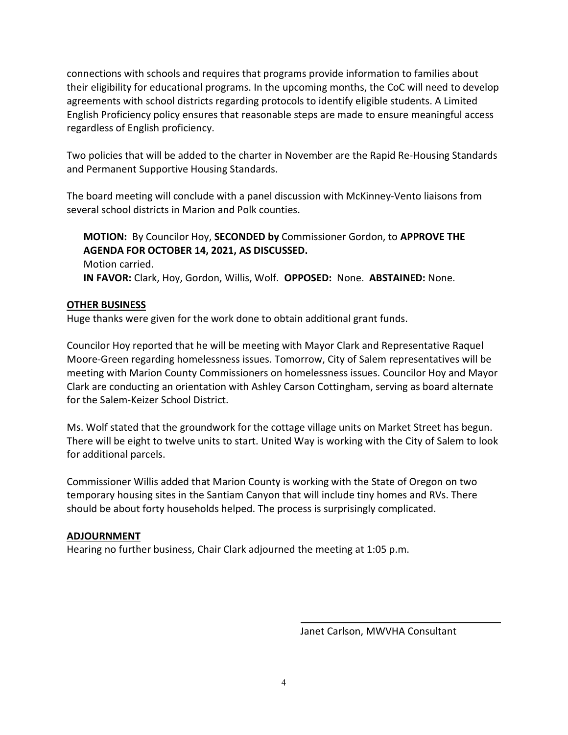connections with schools and requires that programs provide information to families about their eligibility for educational programs. In the upcoming months, the CoC will need to develop agreements with school districts regarding protocols to identify eligible students. A Limited English Proficiency policy ensures that reasonable steps are made to ensure meaningful access regardless of English proficiency.

Two policies that will be added to the charter in November are the Rapid Re-Housing Standards and Permanent Supportive Housing Standards.

The board meeting will conclude with a panel discussion with McKinney-Vento liaisons from several school districts in Marion and Polk counties.

**MOTION:** By Councilor Hoy, **SECONDED by** Commissioner Gordon, to **APPROVE THE AGENDA FOR OCTOBER 14, 2021, AS DISCUSSED.**
Motion carried.
**IN FAVOR:** Clark, Hoy, Gordon, Willis, Wolf. **OPPOSED:** None. **ABSTAINED:** None.

**OTHER BUSINESS**

Huge thanks were given for the work done to obtain additional grant funds.

Councilor Hoy reported that he will be meeting with Mayor Clark and Representative Raquel Moore-Green regarding homelessness issues. Tomorrow, City of Salem representatives will be meeting with Marion County Commissioners on homelessness issues. Councilor Hoy and Mayor Clark are conducting an orientation with Ashley Carson Cottingham, serving as board alternate for the Salem-Keizer School District.

Ms. Wolf stated that the groundwork for the cottage village units on Market Street has begun. There will be eight to twelve units to start. United Way is working with the City of Salem to look for additional parcels.

Commissioner Willis added that Marion County is working with the State of Oregon on two temporary housing sites in the Santiam Canyon that will include tiny homes and RVs. There should be about forty households helped. The process is surprisingly complicated.

**ADJOURNMENT**

Hearing no further business, Chair Clark adjourned the meeting at 1:05 p.m.

Janet Carlson, MWVHA Consultant